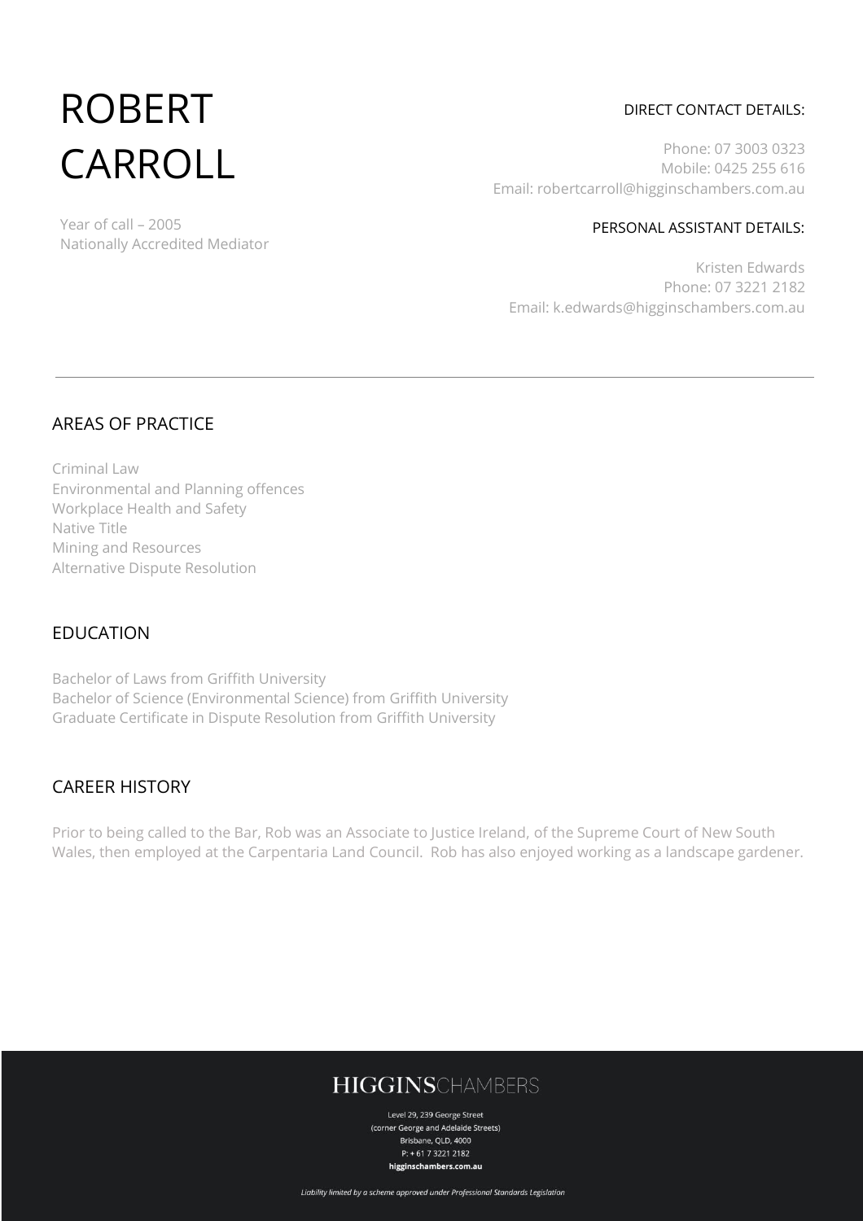# ROBERT CARROLL

Year of call – 2005
Nationally Accredited Mediator

DIRECT CONTACT DETAILS:

Phone: 07 3003 0323
Mobile: 0425 255 616
Email: robertcarroll@higginschambers.com.au

PERSONAL ASSISTANT DETAILS:

Kristen Edwards
Phone: 07 3221 2182
Email: k.edwards@higginschambers.com.au

---

## AREAS OF PRACTICE

Criminal Law
Environmental and Planning offences
Workplace Health and Safety
Native Title
Mining and Resources
Alternative Dispute Resolution

## EDUCATION

Bachelor of Laws from Griffith University
Bachelor of Science (Environmental Science) from Griffith University
Graduate Certificate in Dispute Resolution from Griffith University

## CAREER HISTORY

Prior to being called to the Bar, Rob was an Associate to Justice Ireland, of the Supreme Court of New South Wales, then employed at the Carpentaria Land Council. Rob has also enjoyed working as a landscape gardener.

**HIGGINS**CHAMBERS

Level 29, 239 George Street
(corner George and Adelaide Streets)
Brisbane, QLD, 4000
P: + 61 7 3221 2182
**higginschambers.com.au**

*Liability limited by a scheme approved under Professional Standards Legislation*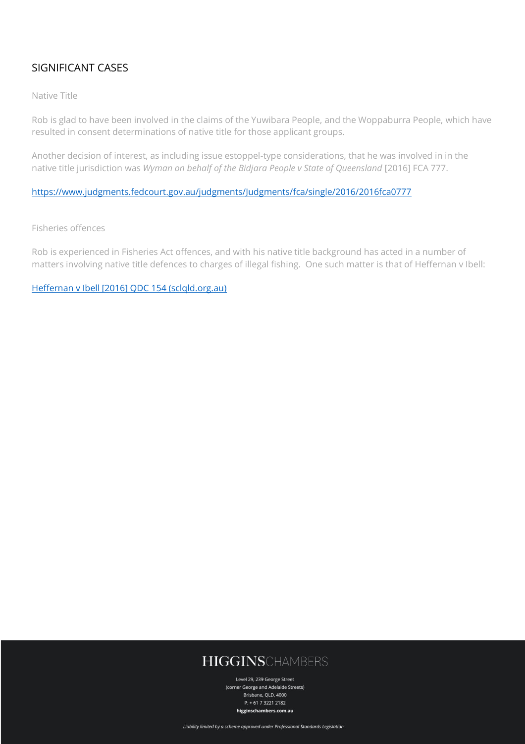## SIGNIFICANT CASES

### Native Title

Rob is glad to have been involved in the claims of the Yuwibara People, and the Woppaburra People, which have resulted in consent determinations of native title for those applicant groups.

Another decision of interest, as including issue estoppel-type considerations, that he was involved in in the native title jurisdiction was *Wyman on behalf of the Bidjara People v State of Queensland* [2016] FCA 777.

[https://www.judgments.fedcourt.gov.au/judgments/Judgments/fca/single/2016/2016fca0777](https://www.judgments.fedcourt.gov.au/judgments/Judgments/fca/single/2016/2016fca0777)

### Fisheries offences

Rob is experienced in Fisheries Act offences, and with his native title background has acted in a number of matters involving native title defences to charges of illegal fishing. One such matter is that of Heffernan v Ibell:

Heffernan v Ibell [2016] QDC 154 (sclqld.org.au)

**HIGGINSCHAMBERS**

Level 29, 239 George Street
(corner George and Adelaide Streets)
Brisbane, QLD, 4000
P: + 61 7 3221 2182
**higginschambers.com.au**

*Liability limited by a scheme approved under Professional Standards Legislation*